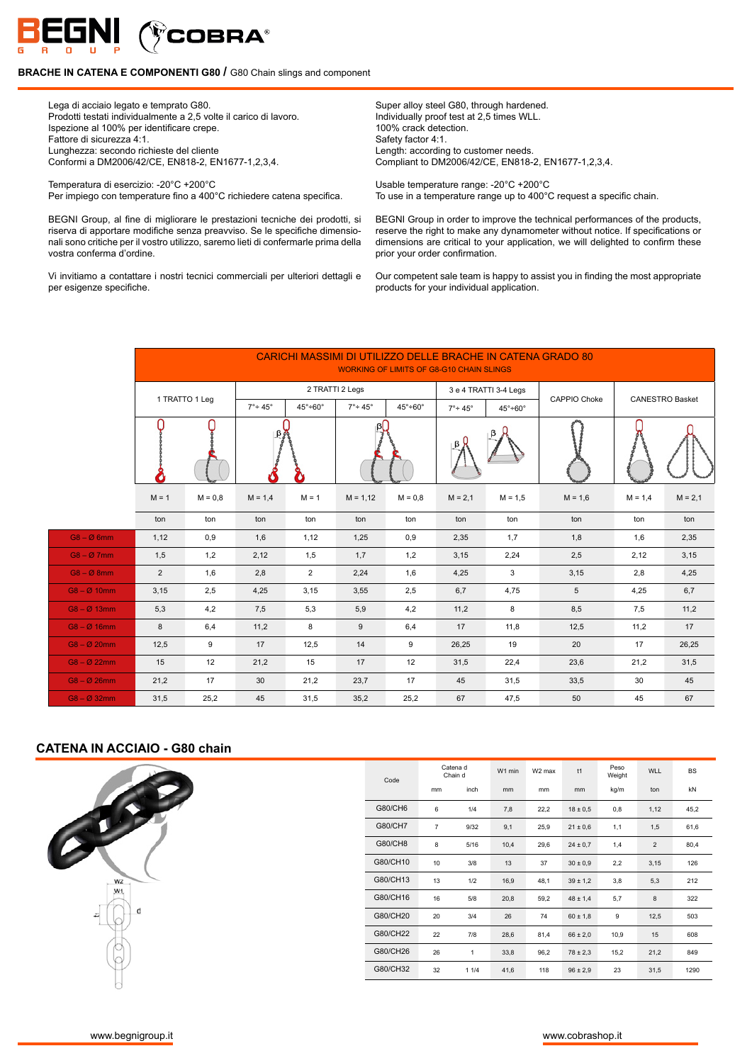# BRACHE IN CATENA E COMPONENTI G80 / G80 Chain slings and component

Lega di acciaio legato e temprato G80.
Prodotti testati individualmente a 2,5 volte il carico di lavoro.
Ispezione al 100% per identificare crepe.
Fattore di sicurezza 4:1.
Lunghezza: secondo richieste del cliente
Conformi a DM2006/42/CE, EN818-2, EN1677-1,2,3,4.

Temperatura di esercizio: -20°C +200°C
Per impiego con temperature fino a 400°C richiedere catena specifica.

BEGNI Group, al fine di migliorare le prestazioni tecniche dei prodotti, si riserva di apportare modifiche senza preavviso. Se le specifiche dimensionali sono critiche per il vostro utilizzo, saremo lieti di confermarle prima della vostra conferma d'ordine.

Vi invitiamo a contattare i nostri tecnici commerciali per ulteriori dettagli e per esigenze specifiche.

Super alloy steel G80, through hardened.
Individually proof test at 2,5 times WLL.
100% crack detection.
Safety factor 4:1.
Length: according to customer needs.
Compliant to DM2006/42/CE, EN818-2, EN1677-1,2,3,4.

Usable temperature range: -20°C +200°C
To use in a temperature range up to 400°C request a specific chain.

BEGNI Group in order to improve the technical performances of the products, reserve the right to make any dynamometer without notice. If specifications or dimensions are critical to your application, we will delighted to confirm these prior your order confirmation.

Our competent sale team is happy to assist you in finding the most appropriate products for your individual application.

## CARICHI MASSIMI DI UTILIZZO DELLE BRACHE IN CATENA GRADO 80
WORKING OF LIMITS OF G8-G10 CHAIN SLINGS

| | 1 TRATTO 1 Leg | | 2 TRATTI 2 Legs | | | | 3 e 4 TRATTI 3-4 Legs | | CAPPIO Choke | CANESTRO Basket | |
|---|---|---|---|---|---|---|---|---|---|---|---|
| | | | 7°÷ 45° | 45°÷60° | 7°÷ 45° | 45°÷60° | 7°÷ 45° | 45°÷60° | | | |
| | M = 1 | M = 0,8 | M = 1,4 | M = 1 | M = 1,12 | M = 0,8 | M = 2,1 | M = 1,5 | M = 1,6 | M = 1,4 | M = 2,1 |
| | ton | ton | ton | ton | ton | ton | ton | ton | ton | ton | ton |
| G8 – Ø 6mm | 1,12 | 0,9 | 1,6 | 1,12 | 1,25 | 0,9 | 2,35 | 1,7 | 1,8 | 1,6 | 2,35 |
| G8 – Ø 7mm | 1,5 | 1,2 | 2,12 | 1,5 | 1,7 | 1,2 | 3,15 | 2,24 | 2,5 | 2,12 | 3,15 |
| G8 – Ø 8mm | 2 | 1,6 | 2,8 | 2 | 2,24 | 1,6 | 4,25 | 3 | 3,15 | 2,8 | 4,25 |
| G8 – Ø 10mm | 3,15 | 2,5 | 4,25 | 3,15 | 3,55 | 2,5 | 6,7 | 4,75 | 5 | 4,25 | 6,7 |
| G8 – Ø 13mm | 5,3 | 4,2 | 7,5 | 5,3 | 5,9 | 4,2 | 11,2 | 8 | 8,5 | 7,5 | 11,2 |
| G8 – Ø 16mm | 8 | 6,4 | 11,2 | 8 | 9 | 6,4 | 17 | 11,8 | 12,5 | 11,2 | 17 |
| G8 – Ø 20mm | 12,5 | 9 | 17 | 12,5 | 14 | 9 | 26,25 | 19 | 20 | 17 | 26,25 |
| G8 – Ø 22mm | 15 | 12 | 21,2 | 15 | 17 | 12 | 31,5 | 22,4 | 23,6 | 21,2 | 31,5 |
| G8 – Ø 26mm | 21,2 | 17 | 30 | 21,2 | 23,7 | 17 | 45 | 31,5 | 33,5 | 30 | 45 |
| G8 – Ø 32mm | 31,5 | 25,2 | 45 | 31,5 | 35,2 | 25,2 | 67 | 47,5 | 50 | 45 | 67 |

## CATENA IN ACCIAIO - G80 chain

| Code | Catena d Chain d | | W1 min | W2 max | t1 | Peso Weight | WLL | BS |
|---|---|---|---|---|---|---|---|---|
| | mm | inch | mm | mm | mm | kg/m | ton | kN |
| G80/CH6 | 6 | 1/4 | 7,8 | 22,2 | 18 ± 0,5 | 0,8 | 1,12 | 45,2 |
| G80/CH7 | 7 | 9/32 | 9,1 | 25,9 | 21 ± 0,6 | 1,1 | 1,5 | 61,6 |
| G80/CH8 | 8 | 5/16 | 10,4 | 29,6 | 24 ± 0,7 | 1,4 | 2 | 80,4 |
| G80/CH10 | 10 | 3/8 | 13 | 37 | 30 ± 0,9 | 2,2 | 3,15 | 126 |
| G80/CH13 | 13 | 1/2 | 16,9 | 48,1 | 39 ± 1,2 | 3,8 | 5,3 | 212 |
| G80/CH16 | 16 | 5/8 | 20,8 | 59,2 | 48 ± 1,4 | 5,7 | 8 | 322 |
| G80/CH20 | 20 | 3/4 | 26 | 74 | 60 ± 1,8 | 9 | 12,5 | 503 |
| G80/CH22 | 22 | 7/8 | 28,6 | 81,4 | 66 ± 2,0 | 10,9 | 15 | 608 |
| G80/CH26 | 26 | 1 | 33,8 | 96,2 | 78 ± 2,3 | 15,2 | 21,2 | 849 |
| G80/CH32 | 32 | 1 1/4 | 41,6 | 118 | 96 ± 2,9 | 23 | 31,5 | 1290 |

www.begnigroup.it www.cobrashop.it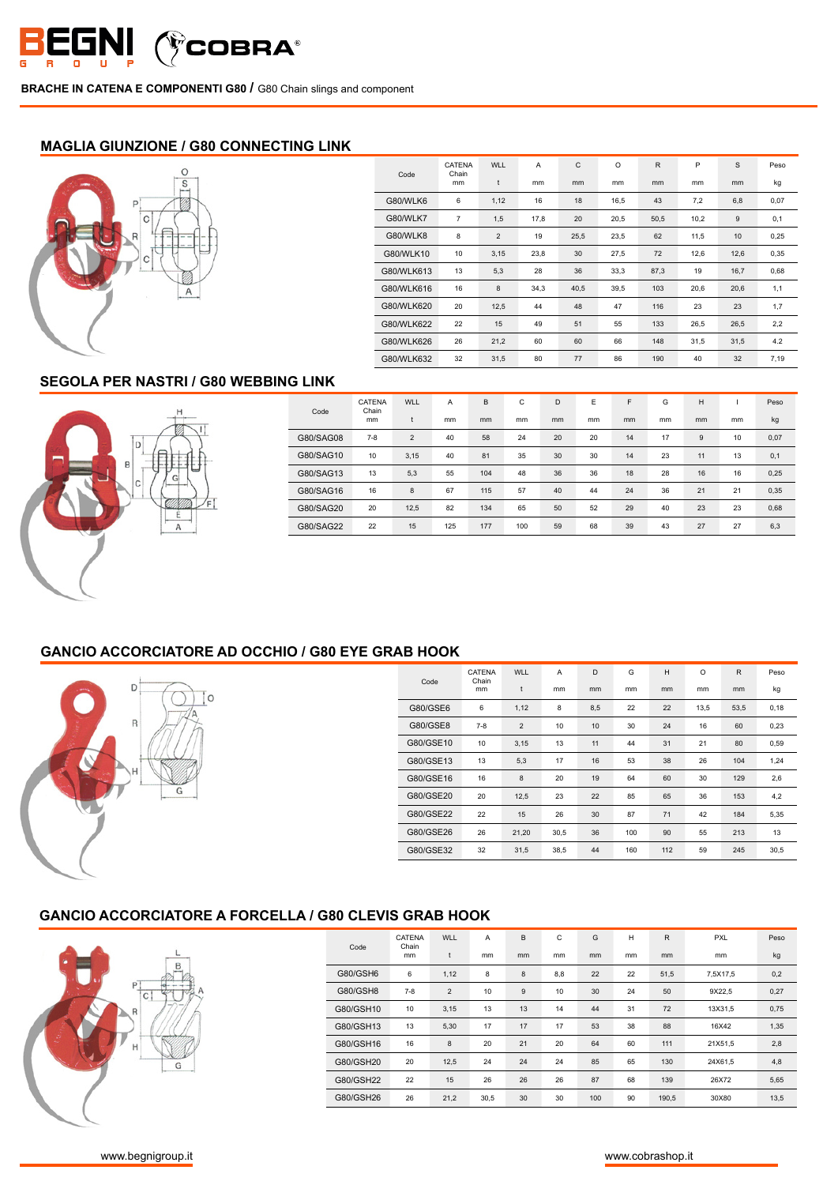**BRACHE IN CATENA E COMPONENTI G80 /** G80 Chain slings and component

## MAGLIA GIUNZIONE / G80 CONNECTING LINK

| Code | CATENA Chain mm | WLL t | A mm | C mm | O mm | R mm | P mm | S mm | Peso kg |
|---|---|---|---|---|---|---|---|---|---|
| G80/WLK6 | 6 | 1,12 | 16 | 18 | 16,5 | 43 | 7,2 | 6,8 | 0,07 |
| G80/WLK7 | 7 | 1,5 | 17,8 | 20 | 20,5 | 50,5 | 10,2 | 9 | 0,1 |
| G80/WLK8 | 8 | 2 | 19 | 25,5 | 23,5 | 62 | 11,5 | 10 | 0,25 |
| G80/WLK10 | 10 | 3,15 | 23,8 | 30 | 27,5 | 72 | 12,6 | 12,6 | 0,35 |
| G80/WLK613 | 13 | 5,3 | 28 | 36 | 33,3 | 87,3 | 19 | 16,7 | 0,68 |
| G80/WLK616 | 16 | 8 | 34,3 | 40,5 | 39,5 | 103 | 20,6 | 20,6 | 1,1 |
| G80/WLK620 | 20 | 12,5 | 44 | 48 | 47 | 116 | 23 | 23 | 1,7 |
| G80/WLK622 | 22 | 15 | 49 | 51 | 55 | 133 | 26,5 | 26,5 | 2,2 |
| G80/WLK626 | 26 | 21,2 | 60 | 60 | 66 | 148 | 31,5 | 31,5 | 4,2 |
| G80/WLK632 | 32 | 31,5 | 80 | 77 | 86 | 190 | 40 | 32 | 7,19 |

## SEGOLA PER NASTRI / G80 WEBBING LINK

| Code | CATENA Chain mm | WLL t | A mm | B mm | C mm | D mm | E mm | F mm | G mm | H mm | I mm | Peso kg |
|---|---|---|---|---|---|---|---|---|---|---|---|---|
| G80/SAG08 | 7-8 | 2 | 40 | 58 | 24 | 20 | 20 | 14 | 17 | 9 | 10 | 0,07 |
| G80/SAG10 | 10 | 3,15 | 40 | 81 | 35 | 30 | 30 | 14 | 23 | 11 | 13 | 0,1 |
| G80/SAG13 | 13 | 5,3 | 55 | 104 | 48 | 36 | 36 | 18 | 28 | 16 | 16 | 0,25 |
| G80/SAG16 | 16 | 8 | 67 | 115 | 57 | 40 | 44 | 24 | 36 | 21 | 21 | 0,35 |
| G80/SAG20 | 20 | 12,5 | 82 | 134 | 65 | 50 | 52 | 29 | 40 | 23 | 23 | 0,68 |
| G80/SAG22 | 22 | 15 | 125 | 177 | 100 | 59 | 68 | 39 | 43 | 27 | 27 | 6,3 |

## GANCIO ACCORCIATORE AD OCCHIO / G80 EYE GRAB HOOK

| Code | CATENA Chain mm | WLL t | A mm | D mm | G mm | H mm | O mm | R mm | Peso kg |
|---|---|---|---|---|---|---|---|---|---|
| G80/GSE6 | 6 | 1,12 | 8 | 8,5 | 22 | 22 | 13,5 | 53,5 | 0,18 |
| G80/GSE8 | 7-8 | 2 | 10 | 10 | 30 | 24 | 16 | 60 | 0,23 |
| G80/GSE10 | 10 | 3,15 | 13 | 11 | 44 | 31 | 21 | 80 | 0,59 |
| G80/GSE13 | 13 | 5,3 | 17 | 16 | 53 | 38 | 26 | 104 | 1,24 |
| G80/GSE16 | 16 | 8 | 20 | 19 | 64 | 60 | 30 | 129 | 2,6 |
| G80/GSE20 | 20 | 12,5 | 23 | 22 | 85 | 65 | 36 | 153 | 4,2 |
| G80/GSE22 | 22 | 15 | 26 | 30 | 87 | 71 | 42 | 184 | 5,35 |
| G80/GSE26 | 26 | 21,20 | 30,5 | 36 | 100 | 90 | 55 | 213 | 13 |
| G80/GSE32 | 32 | 31,5 | 38,5 | 44 | 160 | 112 | 59 | 245 | 30,5 |

## GANCIO ACCORCIATORE A FORCELLA / G80 CLEVIS GRAB HOOK

| Code | CATENA Chain mm | WLL t | A mm | B mm | C mm | G mm | H mm | R mm | PXL mm | Peso kg |
|---|---|---|---|---|---|---|---|---|---|---|
| G80/GSH6 | 6 | 1,12 | 8 | 8 | 8,8 | 22 | 22 | 51,5 | 7,5X17,5 | 0,2 |
| G80/GSH8 | 7-8 | 2 | 10 | 9 | 10 | 30 | 24 | 50 | 9X22,5 | 0,27 |
| G80/GSH10 | 10 | 3,15 | 13 | 13 | 14 | 44 | 31 | 72 | 13X31,5 | 0,75 |
| G80/GSH13 | 13 | 5,30 | 17 | 17 | 17 | 53 | 38 | 88 | 16X42 | 1,35 |
| G80/GSH16 | 16 | 8 | 20 | 21 | 20 | 64 | 60 | 111 | 21X51,5 | 2,8 |
| G80/GSH20 | 20 | 12,5 | 24 | 24 | 24 | 85 | 65 | 130 | 24X61,5 | 4,8 |
| G80/GSH22 | 22 | 15 | 26 | 26 | 26 | 87 | 68 | 139 | 26X72 | 5,65 |
| G80/GSH26 | 26 | 21,2 | 30,5 | 30 | 30 | 100 | 90 | 190,5 | 30X80 | 13,5 |

www.begnigroup.it

www.cobrashop.it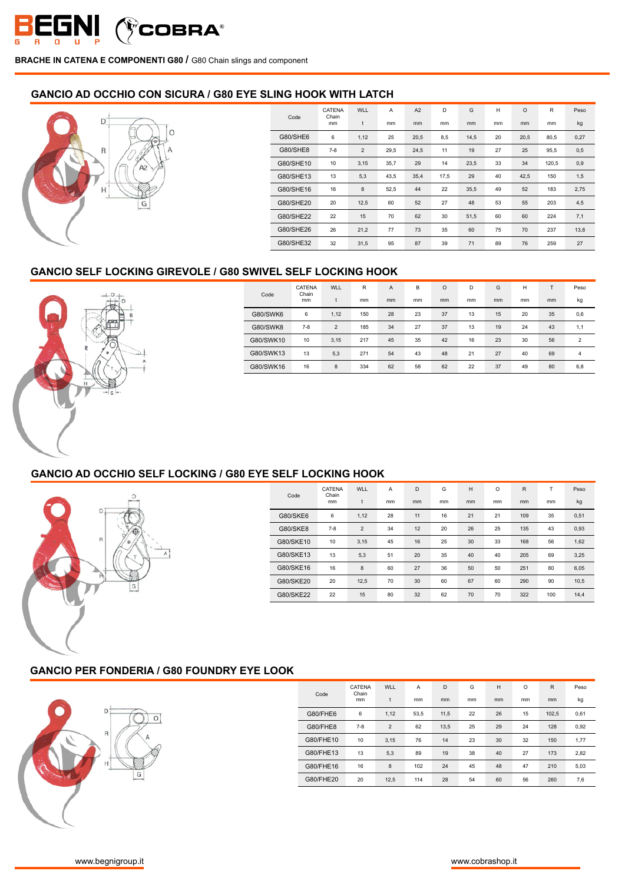## BRACHE IN CATENA E COMPONENTI G80 / G80 Chain slings and component

### GANCIO AD OCCHIO CON SICURA / G80 EYE SLING HOOK WITH LATCH

| Code | CATENA Chain mm | WLL t | A mm | A2 mm | D mm | G mm | H mm | O mm | R mm | Peso kg |
|---|---|---|---|---|---|---|---|---|---|---|
| G80/SHE6 | 6 | 1,12 | 25 | 20,5 | 8,5 | 14,5 | 20 | 20,5 | 80,5 | 0,27 |
| G80/SHE8 | 7-8 | 2 | 29,5 | 24,5 | 11 | 19 | 27 | 25 | 95,5 | 0,5 |
| G80/SHE10 | 10 | 3,15 | 35,7 | 29 | 14 | 23,5 | 33 | 34 | 120,5 | 0,9 |
| G80/SHE13 | 13 | 5,3 | 43,5 | 35,4 | 17,5 | 29 | 40 | 42,5 | 150 | 1,5 |
| G80/SHE16 | 16 | 8 | 52,5 | 44 | 22 | 35,5 | 49 | 52 | 183 | 2,75 |
| G80/SHE20 | 20 | 12,5 | 60 | 52 | 27 | 48 | 53 | 55 | 203 | 4,5 |
| G80/SHE22 | 22 | 15 | 70 | 62 | 30 | 51,5 | 60 | 60 | 224 | 7,1 |
| G80/SHE26 | 26 | 21,2 | 77 | 73 | 35 | 60 | 75 | 70 | 237 | 13,8 |
| G80/SHE32 | 32 | 31,5 | 95 | 87 | 39 | 71 | 89 | 76 | 259 | 27 |

### GANCIO SELF LOCKING GIREVOLE / G80 SWIVEL SELF LOCKING HOOK

| Code | CATENA Chain mm | WLL t | R mm | A mm | B mm | O mm | D mm | G mm | H mm | T mm | Peso kg |
|---|---|---|---|---|---|---|---|---|---|---|---|
| G80/SWK6 | 6 | 1,12 | 150 | 28 | 23 | 37 | 13 | 15 | 20 | 35 | 0,6 |
| G80/SWK8 | 7-8 | 2 | 185 | 34 | 27 | 37 | 13 | 19 | 24 | 43 | 1,1 |
| G80/SWK10 | 10 | 3,15 | 217 | 45 | 35 | 42 | 16 | 23 | 30 | 56 | 2 |
| G80/SWK13 | 13 | 5,3 | 271 | 54 | 43 | 48 | 21 | 27 | 40 | 69 | 4 |
| G80/SWK16 | 16 | 8 | 334 | 62 | 58 | 62 | 22 | 37 | 49 | 80 | 6,8 |

### GANCIO AD OCCHIO SELF LOCKING / G80 EYE SELF LOCKING HOOK

| Code | CATENA Chain mm | WLL t | A mm | D mm | G mm | H mm | O mm | R mm | T mm | Peso kg |
|---|---|---|---|---|---|---|---|---|---|---|
| G80/SKE6 | 6 | 1,12 | 28 | 11 | 16 | 21 | 21 | 109 | 35 | 0,51 |
| G80/SKE8 | 7-8 | 2 | 34 | 12 | 20 | 26 | 25 | 135 | 43 | 0,93 |
| G80/SKE10 | 10 | 3,15 | 45 | 16 | 25 | 30 | 33 | 168 | 56 | 1,62 |
| G80/SKE13 | 13 | 5,3 | 51 | 20 | 35 | 40 | 40 | 205 | 69 | 3,25 |
| G80/SKE16 | 16 | 8 | 60 | 27 | 36 | 50 | 50 | 251 | 80 | 6,05 |
| G80/SKE20 | 20 | 12,5 | 70 | 30 | 60 | 67 | 60 | 290 | 90 | 10,5 |
| G80/SKE22 | 22 | 15 | 80 | 32 | 62 | 70 | 70 | 322 | 100 | 14,4 |

### GANCIO PER FONDERIA / G80 FOUNDRY EYE LOOK

| Code | CATENA Chain mm | WLL t | A mm | D mm | G mm | H mm | O mm | R mm | Peso kg |
|---|---|---|---|---|---|---|---|---|---|
| G80/FHE6 | 6 | 1,12 | 53,5 | 11,5 | 22 | 26 | 15 | 102,5 | 0,61 |
| G80/FHE8 | 7-8 | 2 | 62 | 13,5 | 25 | 29 | 24 | 128 | 0,92 |
| G80/FHE10 | 10 | 3,15 | 76 | 14 | 23 | 30 | 32 | 150 | 1,77 |
| G80/FHE13 | 13 | 5,3 | 89 | 19 | 38 | 40 | 27 | 173 | 2,82 |
| G80/FHE16 | 16 | 8 | 102 | 24 | 45 | 48 | 47 | 210 | 5,03 |
| G80/FHE20 | 20 | 12,5 | 114 | 28 | 54 | 60 | 56 | 260 | 7,6 |

www.begnigroup.it

www.cobrashop.it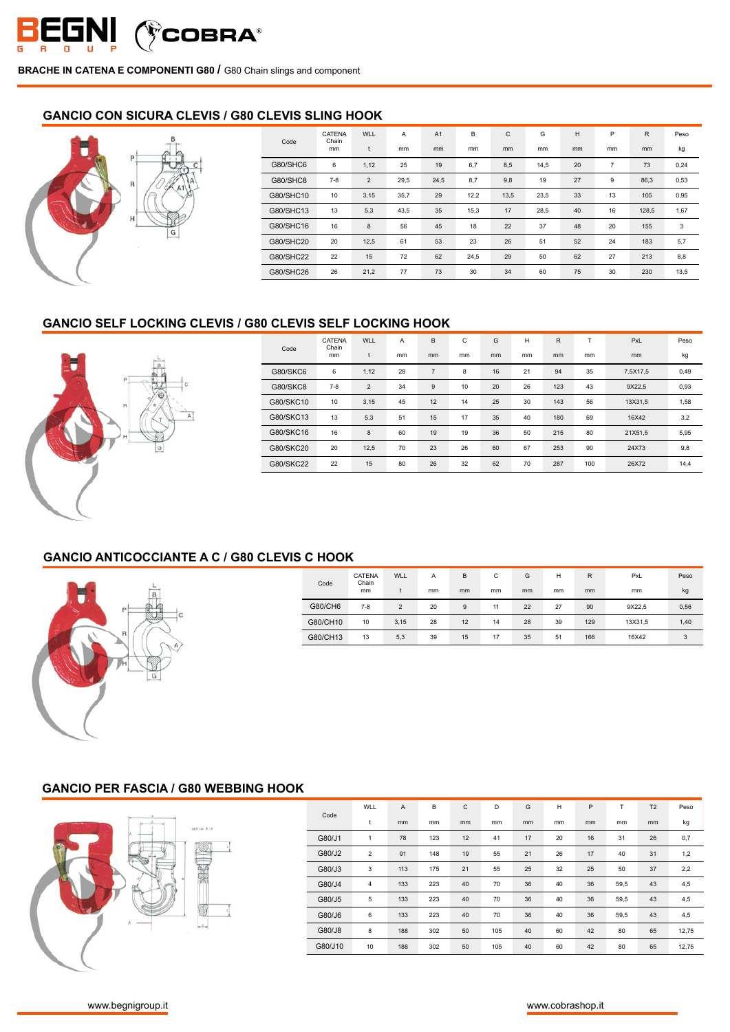BRACHE IN CATENA E COMPONENTI G80 / G80 Chain slings and component

## GANCIO CON SICURA CLEVIS / G80 CLEVIS SLING HOOK

| Code | CATENA Chain mm | WLL t | A mm | A1 mm | B mm | C mm | G mm | H mm | P mm | R mm | Peso kg |
|---|---|---|---|---|---|---|---|---|---|---|---|
| G80/SHC6 | 6 | 1,12 | 25 | 19 | 6,7 | 8,5 | 14,5 | 20 | 7 | 73 | 0,24 |
| G80/SHC8 | 7-8 | 2 | 29,5 | 24,5 | 8,7 | 9,8 | 19 | 27 | 9 | 86,3 | 0,53 |
| G80/SHC10 | 10 | 3,15 | 35,7 | 29 | 12,2 | 13,5 | 23,5 | 33 | 13 | 105 | 0,95 |
| G80/SHC13 | 13 | 5,3 | 43,5 | 35 | 15,3 | 17 | 28,5 | 40 | 16 | 128,5 | 1,67 |
| G80/SHC16 | 16 | 8 | 56 | 45 | 18 | 22 | 37 | 48 | 20 | 155 | 3 |
| G80/SHC20 | 20 | 12,5 | 61 | 53 | 23 | 26 | 51 | 52 | 24 | 183 | 5,7 |
| G80/SHC22 | 22 | 15 | 72 | 62 | 24,5 | 29 | 50 | 62 | 27 | 213 | 8,8 |
| G80/SHC26 | 26 | 21,2 | 77 | 73 | 30 | 34 | 60 | 75 | 30 | 230 | 13,5 |

## GANCIO SELF LOCKING CLEVIS / G80 CLEVIS SELF LOCKING HOOK

| Code | CATENA Chain mm | WLL t | A mm | B mm | C mm | G mm | H mm | R mm | T mm | PxL mm | Peso kg |
|---|---|---|---|---|---|---|---|---|---|---|---|
| G80/SKC6 | 6 | 1,12 | 28 | 7 | 8 | 16 | 21 | 94 | 35 | 7.5X17,5 | 0,49 |
| G80/SKC8 | 7-8 | 2 | 34 | 9 | 10 | 20 | 26 | 123 | 43 | 9X22,5 | 0,93 |
| G80/SKC10 | 10 | 3,15 | 45 | 12 | 14 | 25 | 30 | 143 | 56 | 13X31,5 | 1,58 |
| G80/SKC13 | 13 | 5,3 | 51 | 15 | 17 | 35 | 40 | 180 | 69 | 16X42 | 3,2 |
| G80/SKC16 | 16 | 8 | 60 | 19 | 19 | 36 | 50 | 215 | 80 | 21X51,5 | 5,95 |
| G80/SKC20 | 20 | 12,5 | 70 | 23 | 26 | 60 | 67 | 253 | 90 | 24X73 | 9,8 |
| G80/SKC22 | 22 | 15 | 80 | 26 | 32 | 62 | 70 | 287 | 100 | 26X72 | 14,4 |

## GANCIO ANTICOCCIANTE A C / G80 CLEVIS C HOOK

| Code | CATENA Chain mm | WLL t | A mm | B mm | C mm | G mm | H mm | R mm | PxL mm | Peso kg |
|---|---|---|---|---|---|---|---|---|---|---|
| G80/CH6 | 7-8 | 2 | 20 | 9 | 11 | 22 | 27 | 90 | 9X22,5 | 0,56 |
| G80/CH10 | 10 | 3,15 | 28 | 12 | 14 | 28 | 39 | 129 | 13X31,5 | 1,40 |
| G80/CH13 | 13 | 5,3 | 39 | 15 | 17 | 35 | 51 | 166 | 16X42 | 3 |

## GANCIO PER FASCIA / G80 WEBBING HOOK

| Code | WLL t | A mm | B mm | C mm | D mm | G mm | H mm | P mm | T mm | T2 mm | Peso kg |
|---|---|---|---|---|---|---|---|---|---|---|---|
| G80/J1 | 1 | 78 | 123 | 12 | 41 | 17 | 20 | 16 | 31 | 26 | 0,7 |
| G80/J2 | 2 | 91 | 148 | 19 | 55 | 21 | 26 | 17 | 40 | 31 | 1,2 |
| G80/J3 | 3 | 113 | 175 | 21 | 55 | 25 | 32 | 25 | 50 | 37 | 2,2 |
| G80/J4 | 4 | 133 | 223 | 40 | 70 | 36 | 40 | 36 | 59,5 | 43 | 4,5 |
| G80/J5 | 5 | 133 | 223 | 40 | 70 | 36 | 40 | 36 | 59,5 | 43 | 4,5 |
| G80/J6 | 6 | 133 | 223 | 40 | 70 | 36 | 40 | 36 | 59,5 | 43 | 4,5 |
| G80/J8 | 8 | 188 | 302 | 50 | 105 | 40 | 60 | 42 | 80 | 65 | 12,75 |
| G80/J10 | 10 | 188 | 302 | 50 | 105 | 40 | 60 | 42 | 80 | 65 | 12,75 |

www.begnigroup.it

www.cobrashop.it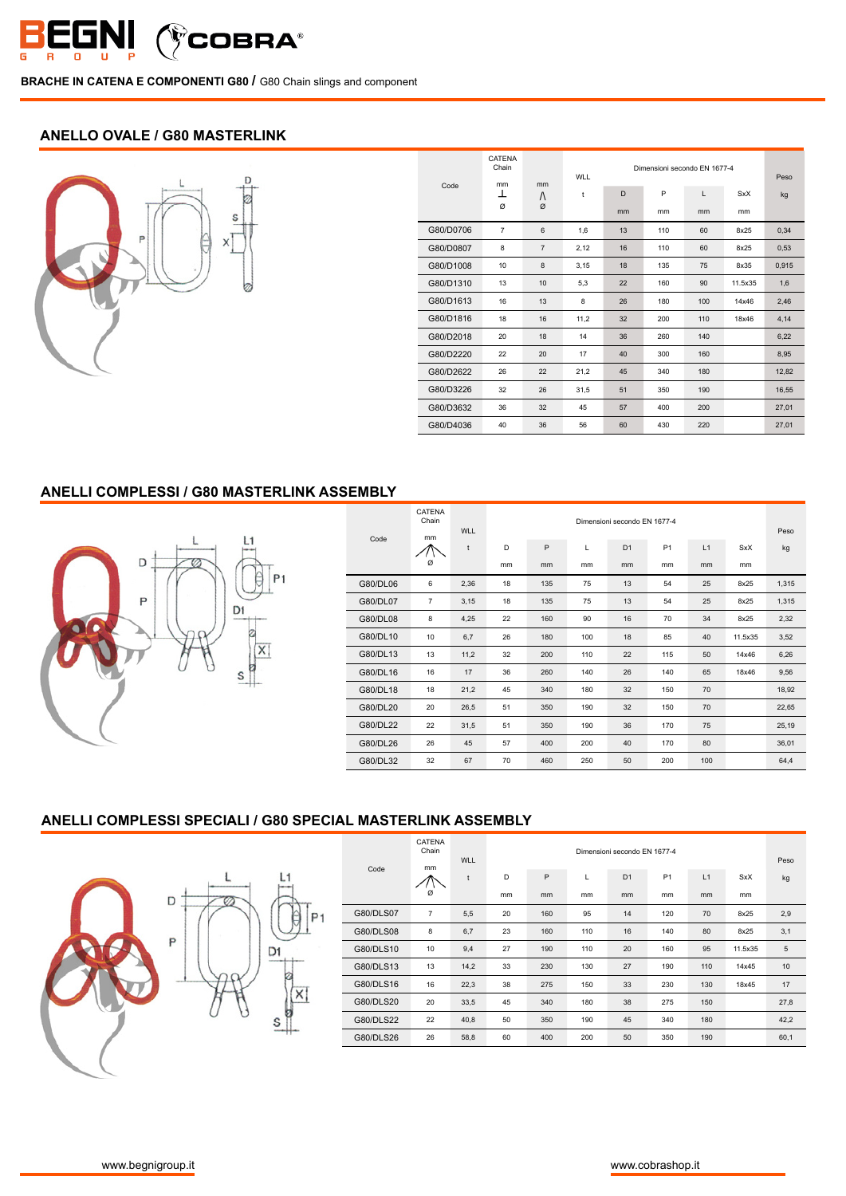**BRACHE IN CATENA E COMPONENTI G80** / G80 Chain slings and component

## ANELLO OVALE / G80 MASTERLINK

| Code | CATENA Chain mm ⊥ Ø | mm /\ Ø | WLL t | Dimensioni secondo EN 1677-4 | | | | Peso kg |
|---|---|---|---|---|---|---|---|---|
| | | | | D mm | P mm | L mm | SxX mm | |
| G80/D0706 | 7 | 6 | 1,6 | 13 | 110 | 60 | 8x25 | 0,34 |
| G80/D0807 | 8 | 7 | 2,12 | 16 | 110 | 60 | 8x25 | 0,53 |
| G80/D1008 | 10 | 8 | 3,15 | 18 | 135 | 75 | 8x35 | 0,915 |
| G80/D1310 | 13 | 10 | 5,3 | 22 | 160 | 90 | 11.5x35 | 1,6 |
| G80/D1613 | 16 | 13 | 8 | 26 | 180 | 100 | 14x46 | 2,46 |
| G80/D1816 | 18 | 16 | 11,2 | 32 | 200 | 110 | 18x46 | 4,14 |
| G80/D2018 | 20 | 18 | 14 | 36 | 260 | 140 | | 6,22 |
| G80/D2220 | 22 | 20 | 17 | 40 | 300 | 160 | | 8,95 |
| G80/D2622 | 26 | 22 | 21,2 | 45 | 340 | 180 | | 12,82 |
| G80/D3226 | 32 | 26 | 31,5 | 51 | 350 | 190 | | 16,55 |
| G80/D3632 | 36 | 32 | 45 | 57 | 400 | 200 | | 27,01 |
| G80/D4036 | 40 | 36 | 56 | 60 | 430 | 220 | | 27,01 |

## ANELLI COMPLESSI / G80 MASTERLINK ASSEMBLY

| Code | CATENA Chain mm /\ Ø | WLL t | Dimensioni secondo EN 1677-4 | | | | | | | Peso kg |
|---|---|---|---|---|---|---|---|---|---|---|
| | | | D mm | P mm | L mm | D1 mm | P1 mm | L1 mm | SxX mm | |
| G80/DL06 | 6 | 2,36 | 18 | 135 | 75 | 13 | 54 | 25 | 8x25 | 1,315 |
| G80/DL07 | 7 | 3,15 | 18 | 135 | 75 | 13 | 54 | 25 | 8x25 | 1,315 |
| G80/DL08 | 8 | 4,25 | 22 | 160 | 90 | 16 | 70 | 34 | 8x25 | 2,32 |
| G80/DL10 | 10 | 6,7 | 26 | 180 | 100 | 18 | 85 | 40 | 11.5x35 | 3,52 |
| G80/DL13 | 13 | 11,2 | 32 | 200 | 110 | 22 | 115 | 50 | 14x46 | 6,26 |
| G80/DL16 | 16 | 17 | 36 | 260 | 140 | 26 | 140 | 65 | 18x46 | 9,56 |
| G80/DL18 | 18 | 21,2 | 45 | 340 | 180 | 32 | 150 | 70 | | 18,92 |
| G80/DL20 | 20 | 26,5 | 51 | 350 | 190 | 32 | 150 | 70 | | 22,65 |
| G80/DL22 | 22 | 31,5 | 51 | 350 | 190 | 36 | 170 | 75 | | 25,19 |
| G80/DL26 | 26 | 45 | 57 | 400 | 200 | 40 | 170 | 80 | | 36,01 |
| G80/DL32 | 32 | 67 | 70 | 460 | 250 | 50 | 200 | 100 | | 64,4 |

## ANELLI COMPLESSI SPECIALI / G80 SPECIAL MASTERLINK ASSEMBLY

| Code | CATENA Chain mm /\ Ø | WLL t | Dimensioni secondo EN 1677-4 | | | | | | | Peso kg |
|---|---|---|---|---|---|---|---|---|---|---|
| | | | D mm | P mm | L mm | D1 mm | P1 mm | L1 mm | SxX mm | |
| G80/DLS07 | 7 | 5,5 | 20 | 160 | 95 | 14 | 120 | 70 | 8x25 | 2,9 |
| G80/DLS08 | 8 | 6,7 | 23 | 160 | 110 | 16 | 140 | 80 | 8x25 | 3,1 |
| G80/DLS10 | 10 | 9,4 | 27 | 190 | 110 | 20 | 160 | 95 | 11.5x35 | 5 |
| G80/DLS13 | 13 | 14,2 | 33 | 230 | 130 | 27 | 190 | 110 | 14x45 | 10 |
| G80/DLS16 | 16 | 22,3 | 38 | 275 | 150 | 33 | 230 | 130 | 18x45 | 17 |
| G80/DLS20 | 20 | 33,5 | 45 | 340 | 180 | 38 | 275 | 150 | | 27,8 |
| G80/DLS22 | 22 | 40,8 | 50 | 350 | 190 | 45 | 340 | 180 | | 42,2 |
| G80/DLS26 | 26 | 58,8 | 60 | 400 | 200 | 50 | 350 | 190 | | 60,1 |

www.begnigroup.it www.cobrashop.it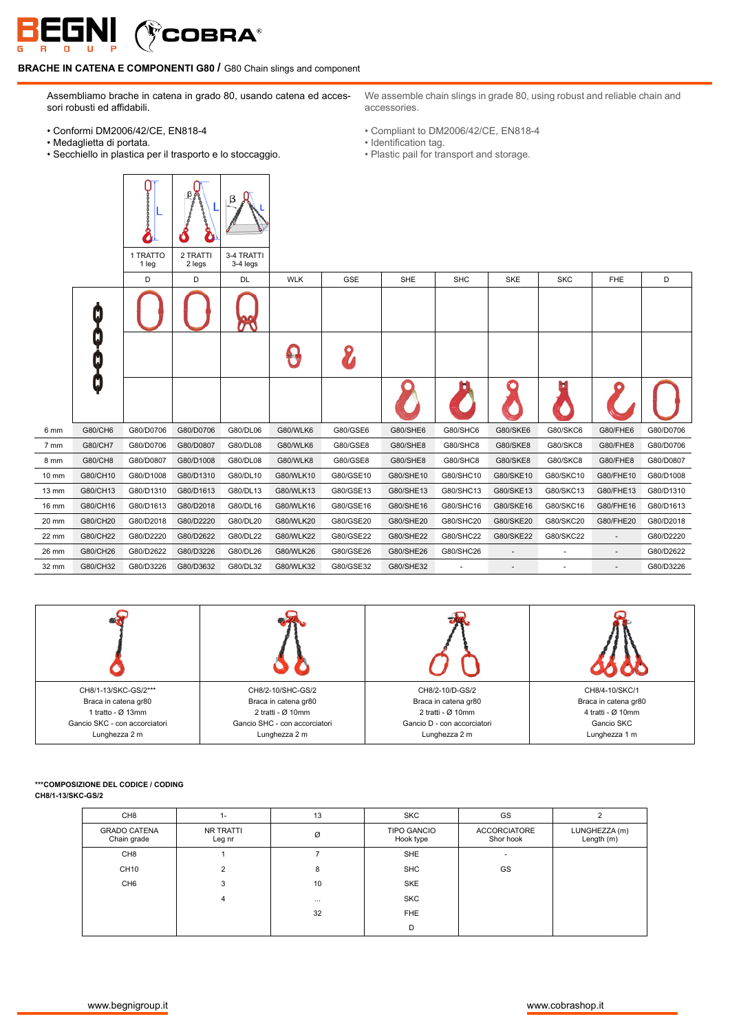## BRACHE IN CATENA E COMPONENTI G80 / G80 Chain slings and component

Assembliamo brache in catena in grado 80, usando catena ed accessori robusti ed affidabili.

- Conformi DM2006/42/CE, EN818-4
- Medaglietta di portata.
- Secchiello in plastica per il trasporto e lo stoccaggio.

We assemble chain slings in grade 80, using robust and reliable chain and accessories.

- Compliant to DM2006/42/CE, EN818-4
- Identification tag.
- Plastic pail for transport and storage.

| | | 1 TRATTO 1 leg | 2 TRATTI 2 legs | 3-4 TRATTI 3-4 legs | | | | | | | | |
|---|---|---|---|---|---|---|---|---|---|---|---|---|
| | | D | D | DL | WLK | GSE | SHE | SHC | SKE | SKC | FHE | D |
| 6 mm | G80/CH6 | G80/D0706 | G80/D0706 | G80/DL06 | G80/WLK6 | G80/GSE6 | G80/SHE6 | G80/SHC6 | G80/SKE6 | G80/SKC6 | G80/FHE6 | G80/D0706 |
| 7 mm | G80/CH7 | G80/D0706 | G80/D0807 | G80/DL08 | G80/WLK6 | G80/GSE8 | G80/SHE8 | G80/SHC8 | G80/SKE8 | G80/SKC8 | G80/FHE8 | G80/D0706 |
| 8 mm | G80/CH8 | G80/D0807 | G80/D1008 | G80/DL08 | G80/WLK8 | G80/GSE8 | G80/SHE8 | G80/SHC8 | G80/SKE8 | G80/SKC8 | G80/FHE8 | G80/D0807 |
| 10 mm | G80/CH10 | G80/D1008 | G80/D1310 | G80/DL10 | G80/WLK10 | G80/GSE10 | G80/SHE10 | G80/SHC10 | G80/SKE10 | G80/SKC10 | G80/FHE10 | G80/D1008 |
| 13 mm | G80/CH13 | G80/D1310 | G80/D1613 | G80/DL13 | G80/WLK13 | G80/GSE13 | G80/SHE13 | G80/SHC13 | G80/SKE13 | G80/SKC13 | G80/FHE13 | G80/D1310 |
| 16 mm | G80/CH16 | G80/D1613 | G80/D2018 | G80/DL16 | G80/WLK16 | G80/GSE16 | G80/SHE16 | G80/SHC16 | G80/SKE16 | G80/SKC16 | G80/FHE16 | G80/D1613 |
| 20 mm | G80/CH20 | G80/D2018 | G80/D2220 | G80/DL20 | G80/WLK20 | G80/GSE20 | G80/SHE20 | G80/SHC20 | G80/SKE20 | G80/SKC20 | G80/FHE20 | G80/D2018 |
| 22 mm | G80/CH22 | G80/D2220 | G80/D2622 | G80/DL22 | G80/WLK22 | G80/GSE22 | G80/SHE22 | G80/SHC22 | G80/SKE22 | G80/SKC22 | - | G80/D2220 |
| 26 mm | G80/CH26 | G80/D2622 | G80/D3226 | G80/DL26 | G80/WLK26 | G80/GSE26 | G80/SHE26 | G80/SHC26 | - | - | - | G80/D2622 |
| 32 mm | G80/CH32 | G80/D3226 | G80/D3632 | G80/DL32 | G80/WLK32 | G80/GSE32 | G80/SHE32 | - | - | - | - | G80/D3226 |

| | | | |
|---|---|---|---|
| CH8/1-13/SKC-GS/2*** Braca in catena gr80 1 tratto - Ø 13mm Gancio SKC - con accorciatori Lunghezza 2 m | CH8/2-10/SHC-GS/2 Braca in catena gr80 2 tratti - Ø 10mm Gancio SHC - con accorciatori Lunghezza 2 m | CH8/2-10/D-GS/2 Braca in catena gr80 2 tratti - Ø 10mm Gancio D - con accorciatori Lunghezza 2 m | CH8/4-10/SKC/1 Braca in catena gr80 4 tratti - Ø 10mm Gancio SKC Lunghezza 1 m |

**\*\*\*COMPOSIZIONE DEL CODICE / CODING**
**CH8/1-13/SKC-GS/2**

| CH8 | 1- | 13 | SKC | GS | 2 |
|---|---|---|---|---|---|
| GRADO CATENA Chain grade | NR TRATTI Leg nr | Ø | TIPO GANCIO Hook type | ACCORCIATORE Shor hook | LUNGHEZZA (m) Length (m) |
| CH8 | 1 | 7 | SHE | - | |
| CH10 | 2 | 8 | SHC | GS | |
| CH6 | 3 | 10 | SKE | | |
| | 4 | ... | SKC | | |
| | | 32 | FHE | | |
| | | | D | | |

www.begnigroup.it

www.cobrashop.it